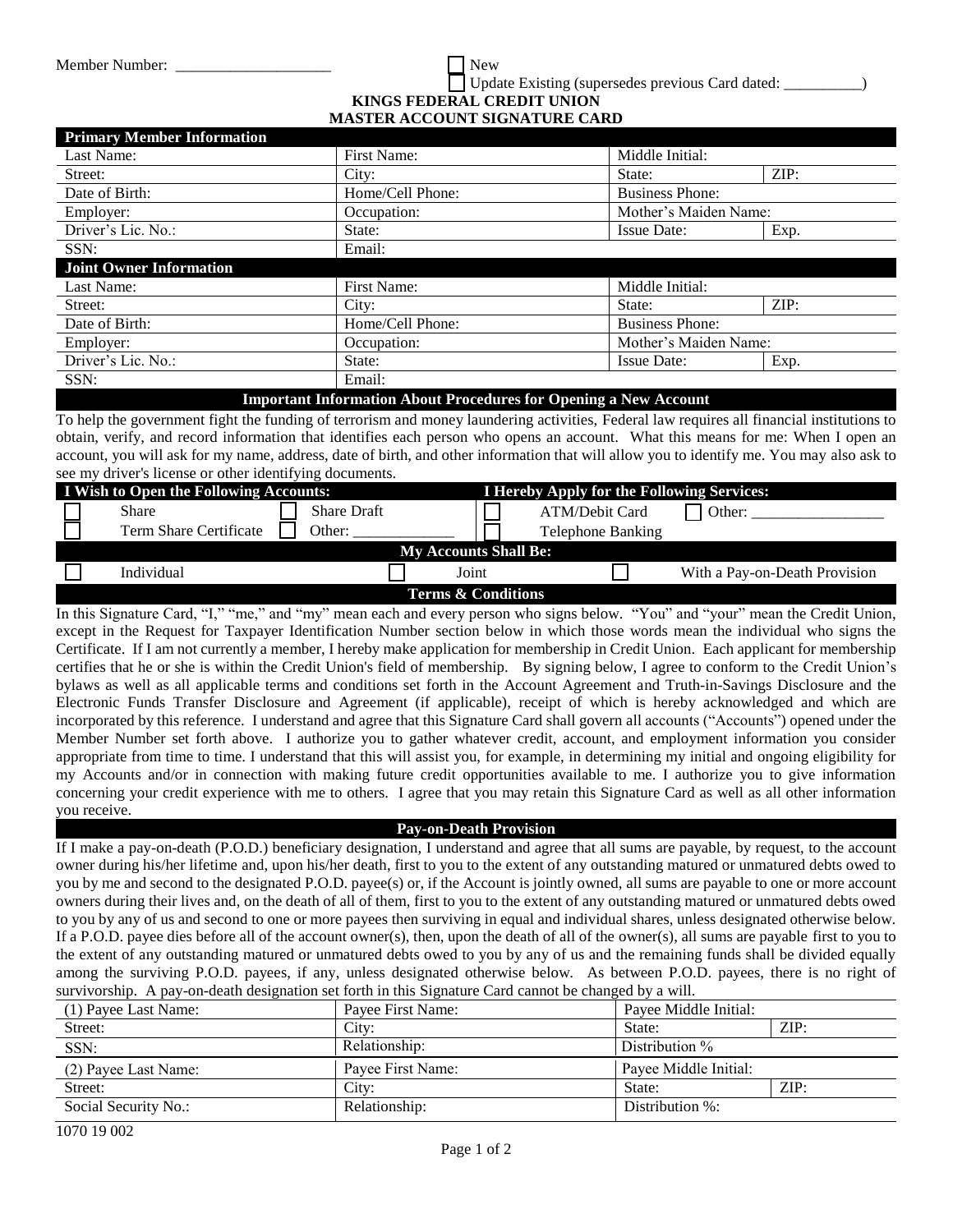Member Number: ____________________

☐ New

☐ Update Existing (supersedes previous Card dated: __________)

**KINGS FEDERAL CREDIT UNION**
**MASTER ACCOUNT SIGNATURE CARD**

| **Primary Member Information** | | | |
|---|---|---|---|
| Last Name: | First Name: | Middle Initial: | |
| Street: | City: | State: | ZIP: |
| Date of Birth: | Home/Cell Phone: | Business Phone: | |
| Employer: | Occupation: | Mother's Maiden Name: | |
| Driver's Lic. No.: | State: | Issue Date: | Exp. |
| SSN: | Email: | | |

| **Joint Owner Information** | | | |
|---|---|---|---|
| Last Name: | First Name: | Middle Initial: | |
| Street: | City: | State: | ZIP: |
| Date of Birth: | Home/Cell Phone: | Business Phone: | |
| Employer: | Occupation: | Mother's Maiden Name: | |
| Driver's Lic. No.: | State: | Issue Date: | Exp. |
| SSN: | Email: | | |

**Important Information About Procedures for Opening a New Account**

To help the government fight the funding of terrorism and money laundering activities, Federal law requires all financial institutions to obtain, verify, and record information that identifies each person who opens an account. What this means for me: When I open an account, you will ask for my name, address, date of birth, and other information that will allow you to identify me. You may also ask to see my driver's license or other identifying documents.

| **I Wish to Open the Following Accounts:** | | **I Hereby Apply for the Following Services:** | |
|---|---|---|---|
| ☐ Share | ☐ Share Draft | ☐ ATM/Debit Card | ☐ Other: _________________ |
| ☐ Term Share Certificate | ☐ Other: _____________ | ☐ Telephone Banking | |

**My Accounts Shall Be:**

☐ Individual ☐ Joint ☐ With a Pay-on-Death Provision

**Terms & Conditions**

In this Signature Card, "I," "me," and "my" mean each and every person who signs below. "You" and "your" mean the Credit Union, except in the Request for Taxpayer Identification Number section below in which those words mean the individual who signs the Certificate. If I am not currently a member, I hereby make application for membership in Credit Union. Each applicant for membership certifies that he or she is within the Credit Union's field of membership. By signing below, I agree to conform to the Credit Union's bylaws as well as all applicable terms and conditions set forth in the Account Agreement and Truth-in-Savings Disclosure and the Electronic Funds Transfer Disclosure and Agreement (if applicable), receipt of which is hereby acknowledged and which are incorporated by this reference. I understand and agree that this Signature Card shall govern all accounts ("Accounts") opened under the Member Number set forth above. I authorize you to gather whatever credit, account, and employment information you consider appropriate from time to time. I understand that this will assist you, for example, in determining my initial and ongoing eligibility for my Accounts and/or in connection with making future credit opportunities available to me. I authorize you to give information concerning your credit experience with me to others. I agree that you may retain this Signature Card as well as all other information you receive.

**Pay-on-Death Provision**

If I make a pay-on-death (P.O.D.) beneficiary designation, I understand and agree that all sums are payable, by request, to the account owner during his/her lifetime and, upon his/her death, first to you to the extent of any outstanding matured or unmatured debts owed to you by me and second to the designated P.O.D. payee(s) or, if the Account is jointly owned, all sums are payable to one or more account owners during their lives and, on the death of all of them, first to you to the extent of any outstanding matured or unmatured debts owed to you by any of us and second to one or more payees then surviving in equal and individual shares, unless designated otherwise below. If a P.O.D. payee dies before all of the account owner(s), then, upon the death of all of the owner(s), all sums are payable first to you to the extent of any outstanding matured or unmatured debts owed to you by any of us and the remaining funds shall be divided equally among the surviving P.O.D. payees, if any, unless designated otherwise below. As between P.O.D. payees, there is no right of survivorship. A pay-on-death designation set forth in this Signature Card cannot be changed by a will.

| (1) Payee Last Name: | Payee First Name: | Payee Middle Initial: | |
|---|---|---|---|
| Street: | City: | State: | ZIP: |
| SSN: | Relationship: | Distribution % | |
| (2) Payee Last Name: | Payee First Name: | Payee Middle Initial: | |
| Street: | City: | State: | ZIP: |
| Social Security No.: | Relationship: | Distribution %: | |

1070 19 002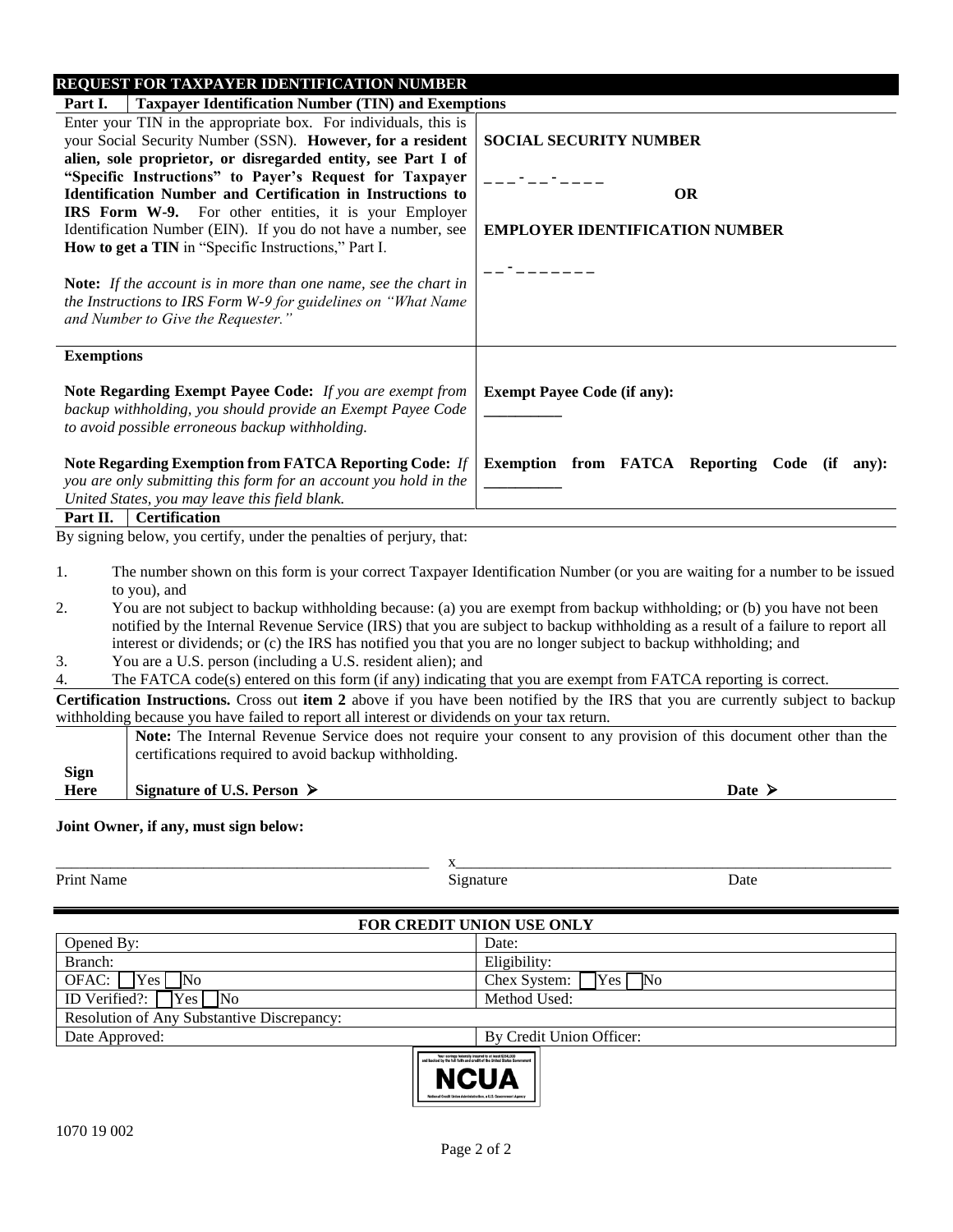## REQUEST FOR TAXPAYER IDENTIFICATION NUMBER

### Part I. Taxpayer Identification Number (TIN) and Exemptions

| | |
|---|---|
| Enter your TIN in the appropriate box. For individuals, this is your Social Security Number (SSN). **However, for a resident alien, sole proprietor, or disregarded entity, see Part I of "Specific Instructions" to Payer's Request for Taxpayer Identification Number and Certification in Instructions to IRS Form W-9.** For other entities, it is your Employer Identification Number (EIN). If you do not have a number, see **How to get a TIN** in "Specific Instructions," Part I.<br><br>**Note:** *If the account is in more than one name, see the chart in the Instructions to IRS Form W-9 for guidelines on "What Name and Number to Give the Requester."* | **SOCIAL SECURITY NUMBER**<br><br>_ _ _ - _ _ - _ _ _ _<br><br>**OR**<br><br>**EMPLOYER IDENTIFICATION NUMBER**<br><br>_ _ - _ _ _ _ _ _ _ |
| **Exemptions**<br><br>**Note Regarding Exempt Payee Code:** *If you are exempt from backup withholding, you should provide an Exempt Payee Code to avoid possible erroneous backup withholding.* | **Exempt Payee Code (if any):** __________ |
| **Note Regarding Exemption from FATCA Reporting Code:** *If you are only submitting this form for an account you hold in the United States, you may leave this field blank.* | **Exemption from FATCA Reporting Code (if any):** __________ |

### Part II. Certification

By signing below, you certify, under the penalties of perjury, that:

1. The number shown on this form is your correct Taxpayer Identification Number (or you are waiting for a number to be issued to you), and
2. You are not subject to backup withholding because: (a) you are exempt from backup withholding; or (b) you have not been notified by the Internal Revenue Service (IRS) that you are subject to backup withholding as a result of a failure to report all interest or dividends; or (c) the IRS has notified you that you are no longer subject to backup withholding; and
3. You are a U.S. person (including a U.S. resident alien); and
4. The FATCA code(s) entered on this form (if any) indicating that you are exempt from FATCA reporting is correct.

**Certification Instructions.** Cross out **item 2** above if you have been notified by the IRS that you are currently subject to backup withholding because you have failed to report all interest or dividends on your tax return.

**Note:** The Internal Revenue Service does not require your consent to any provision of this document other than the certifications required to avoid backup withholding.

**Sign Here** **Signature of U.S. Person ➢** **Date ➢**

**Joint Owner, if any, must sign below:**

______________________________ x______________________________

Print Name Signature Date

| FOR CREDIT UNION USE ONLY | |
|---|---|
| Opened By: | Date: |
| Branch: | Eligibility: |
| OFAC: ☐ Yes ☐ No | Chex System: ☐ Yes ☐ No |
| ID Verified?: ☐ Yes ☐ No | Method Used: |
| Resolution of Any Substantive Discrepancy: | |
| Date Approved: | By Credit Union Officer: |

Your savings federally insured to at least $250,000 and backed by the full faith and credit of the United States Government

NCUA

National Credit Union Administration, a U.S. Government Agency

1070 19 002